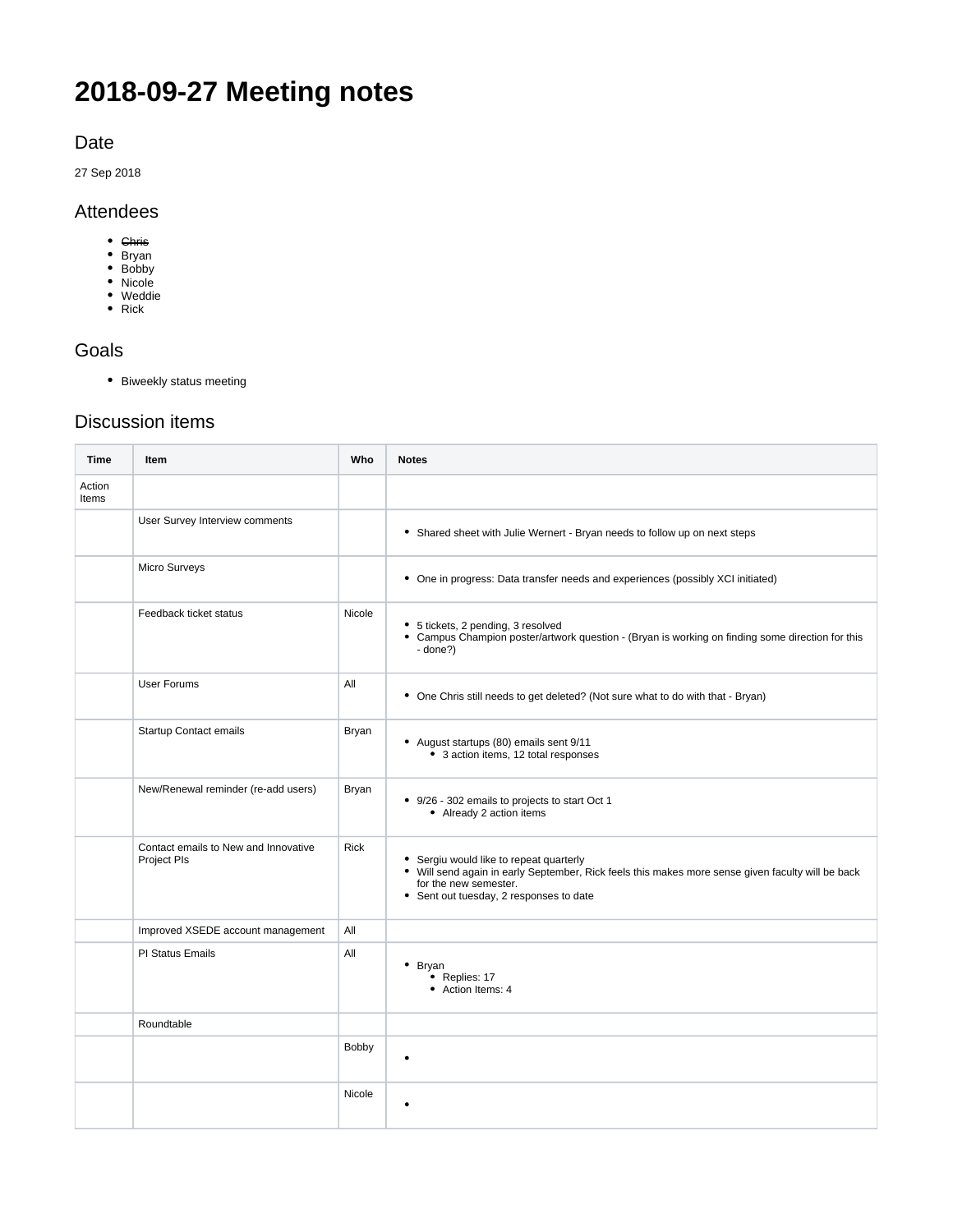# 2018-09-27 Meeting notes

## Date

27 Sep 2018

## Attendees

- ~~Chris~~
- Bryan
- Bobby
- Nicole
- Weddie
- Rick

## Goals

- Biweekly status meeting

## Discussion items

| Time | Item | Who | Notes |
|---|---|---|---|
| Action Items | | | |
| | User Survey Interview comments | | • Shared sheet with Julie Wernert - Bryan needs to follow up on next steps |
| | Micro Surveys | | • One in progress: Data transfer needs and experiences (possibly XCI initiated) |
| | Feedback ticket status | Nicole | • 5 tickets, 2 pending, 3 resolved<br>• Campus Champion poster/artwork question - (Bryan is working on finding some direction for this - done?) |
| | User Forums | All | • One Chris still needs to get deleted? (Not sure what to do with that - Bryan) |
| | Startup Contact emails | Bryan | • August startups (80) emails sent 9/11<br>&nbsp;&nbsp;&nbsp;&nbsp;• 3 action items, 12 total responses |
| | New/Renewal reminder (re-add users) | Bryan | • 9/26 - 302 emails to projects to start Oct 1<br>&nbsp;&nbsp;&nbsp;&nbsp;• Already 2 action items |
| | Contact emails to New and Innovative Project PIs | Rick | • Sergiu would like to repeat quarterly<br>• Will send again in early September, Rick feels this makes more sense given faculty will be back for the new semester.<br>• Sent out tuesday, 2 responses to date |
| | Improved XSEDE account management | All | |
| | PI Status Emails | All | • Bryan<br>&nbsp;&nbsp;&nbsp;&nbsp;• Replies: 17<br>&nbsp;&nbsp;&nbsp;&nbsp;• Action Items: 4 |
| | Roundtable | | |
| | | Bobby | • |
| | | Nicole | • |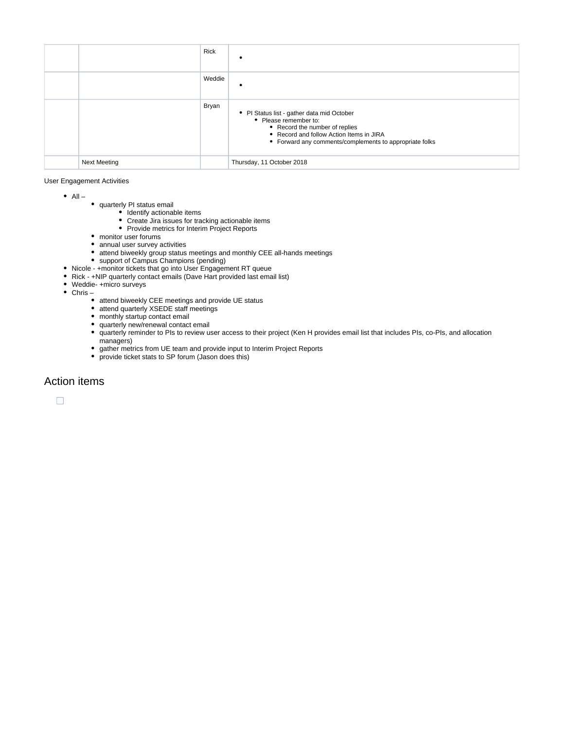| | | | |
|---|---|---|---|
| | | Rick | • |
| | | Weddie | • |
| | | Bryan | • PI Status list - gather data mid October<br>  • Please remember to:<br>    • Record the number of replies<br>    • Record and follow Action Items in JIRA<br>    • Forward any comments/complements to appropriate folks |
| | Next Meeting | | Thursday, 11 October 2018 |

User Engagement Activities

- All –
  - quarterly PI status email
    - Identify actionable items
    - Create Jira issues for tracking actionable items
    - Provide metrics for Interim Project Reports
  - monitor user forums
  - annual user survey activities
  - attend biweekly group status meetings and monthly CEE all-hands meetings
  - support of Campus Champions (pending)
- Nicole - +monitor tickets that go into User Engagement RT queue
- Rick - +NIP quarterly contact emails (Dave Hart provided last email list)
- Weddie- +micro surveys
- Chris –
  - attend biweekly CEE meetings and provide UE status
  - attend quarterly XSEDE staff meetings
  - monthly startup contact email
  - quarterly new/renewal contact email
  - quarterly reminder to PIs to review user access to their project (Ken H provides email list that includes PIs, co-PIs, and allocation managers)
  - gather metrics from UE team and provide input to Interim Project Reports
  - provide ticket stats to SP forum (Jason does this)

## Action items

- [ ]